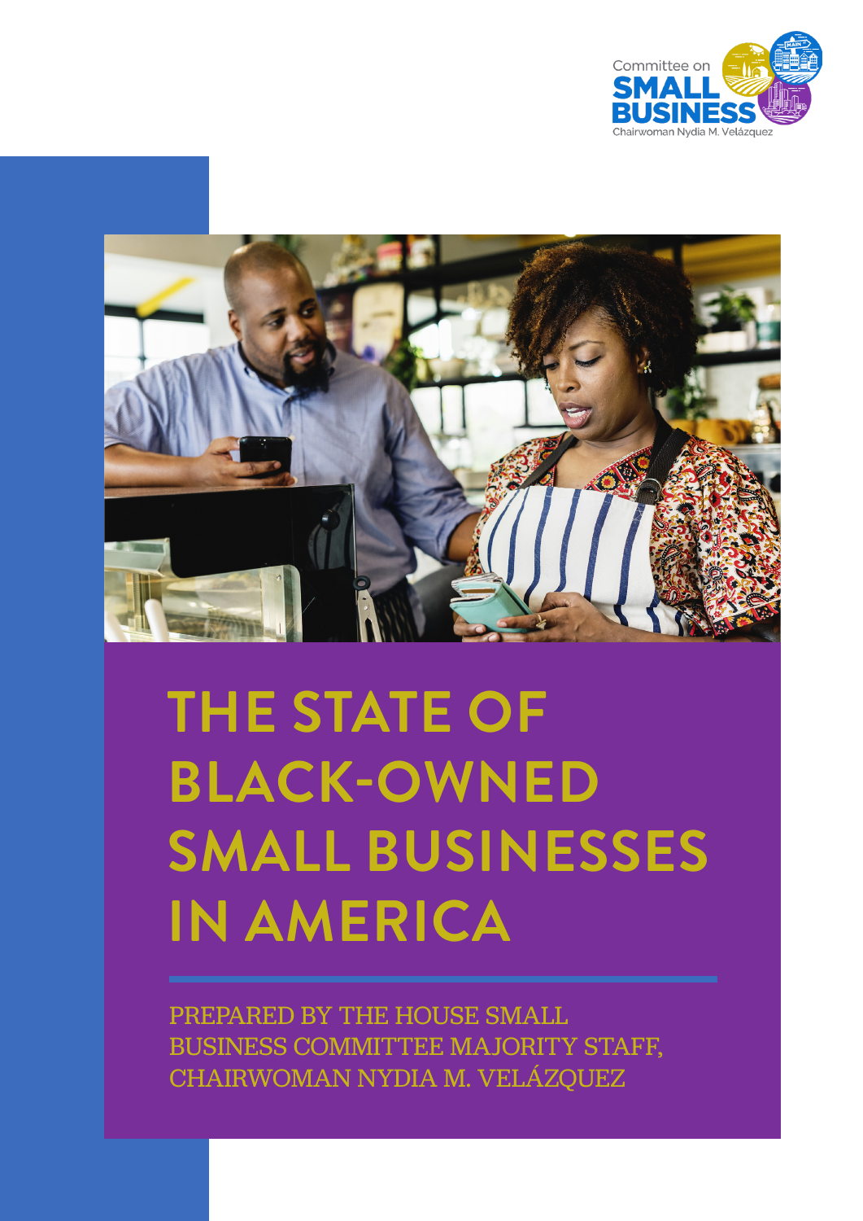Committee on
SMALL BUSINESS
Chairwoman Nydia M. Velázquez

# THE STATE OF BLACK-OWNED SMALL BUSINESSES IN AMERICA

PREPARED BY THE HOUSE SMALL BUSINESS COMMITTEE MAJORITY STAFF, CHAIRWOMAN NYDIA M. VELÁZQUEZ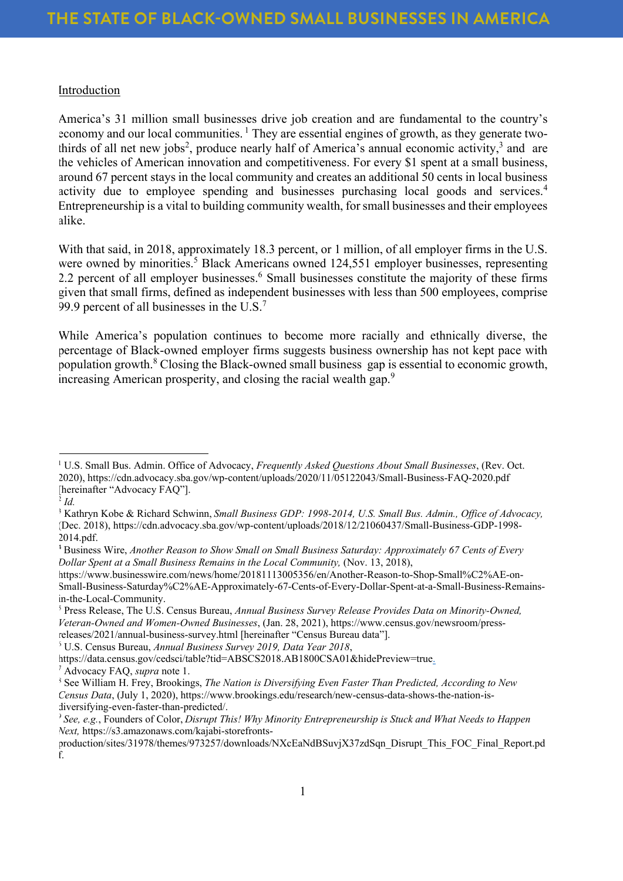Introduction

America's 31 million small businesses drive job creation and are fundamental to the country's economy and our local communities.[1] They are essential engines of growth, as they generate two-thirds of all net new jobs[2], produce nearly half of America's annual economic activity,[3] and are the vehicles of American innovation and competitiveness. For every $1 spent at a small business, around 67 percent stays in the local community and creates an additional 50 cents in local business activity due to employee spending and businesses purchasing local goods and services.[4] Entrepreneurship is a vital to building community wealth, for small businesses and their employees alike.

With that said, in 2018, approximately 18.3 percent, or 1 million, of all employer firms in the U.S. were owned by minorities.[5] Black Americans owned 124,551 employer businesses, representing 2.2 percent of all employer businesses.[6] Small businesses constitute the majority of these firms given that small firms, defined as independent businesses with less than 500 employees, comprise 99.9 percent of all businesses in the U.S.[7]

While America's population continues to become more racially and ethnically diverse, the percentage of Black-owned employer firms suggests business ownership has not kept pace with population growth.[8] Closing the Black-owned small business gap is essential to economic growth, increasing American prosperity, and closing the racial wealth gap.[9]

---

[1] U.S. Small Bus. Admin. Office of Advocacy, *Frequently Asked Questions About Small Businesses*, (Rev. Oct. 2020), https://cdn.advocacy.sba.gov/wp-content/uploads/2020/11/05122043/Small-Business-FAQ-2020.pdf [hereinafter "Advocacy FAQ"].

[2] *Id.*

[3] Kathryn Kobe & Richard Schwinn, *Small Business GDP: 1998-2014, U.S. Small Bus. Admin., Office of Advocacy,* (Dec. 2018), https://cdn.advocacy.sba.gov/wp-content/uploads/2018/12/21060437/Small-Business-GDP-1998-2014.pdf.

[4] Business Wire, *Another Reason to Show Small on Small Business Saturday: Approximately 67 Cents of Every Dollar Spent at a Small Business Remains in the Local Community,* (Nov. 13, 2018), https://www.businesswire.com/news/home/20181113005356/en/Another-Reason-to-Shop-Small%C2%AE-on-Small-Business-Saturday%C2%AE-Approximately-67-Cents-of-Every-Dollar-Spent-at-a-Small-Business-Remains-in-the-Local-Community.

[5] Press Release, The U.S. Census Bureau, *Annual Business Survey Release Provides Data on Minority-Owned, Veteran-Owned and Women-Owned Businesses*, (Jan. 28, 2021), https://www.census.gov/newsroom/press-releases/2021/annual-business-survey.html [hereinafter "Census Bureau data"].

[6] U.S. Census Bureau, *Annual Business Survey 2019, Data Year 2018*, https://data.census.gov/cedsci/table?tid=ABSCS2018.AB1800CSA01&hidePreview=true.

[7] Advocacy FAQ, *supra* note 1.

[8] See William H. Frey, Brookings, *The Nation is Diversifying Even Faster Than Predicted, According to New Census Data*, (July 1, 2020), https://www.brookings.edu/research/new-census-data-shows-the-nation-is-diversifying-even-faster-than-predicted/.

[9] *See, e.g.*, Founders of Color, *Disrupt This! Why Minority Entrepreneurship is Stuck and What Needs to Happen Next,* https://s3.amazonaws.com/kajabi-storefronts-production/sites/31978/themes/973257/downloads/NXcEaNdBSuvjX37zdSqn_Disrupt_This_FOC_Final_Report.pdf.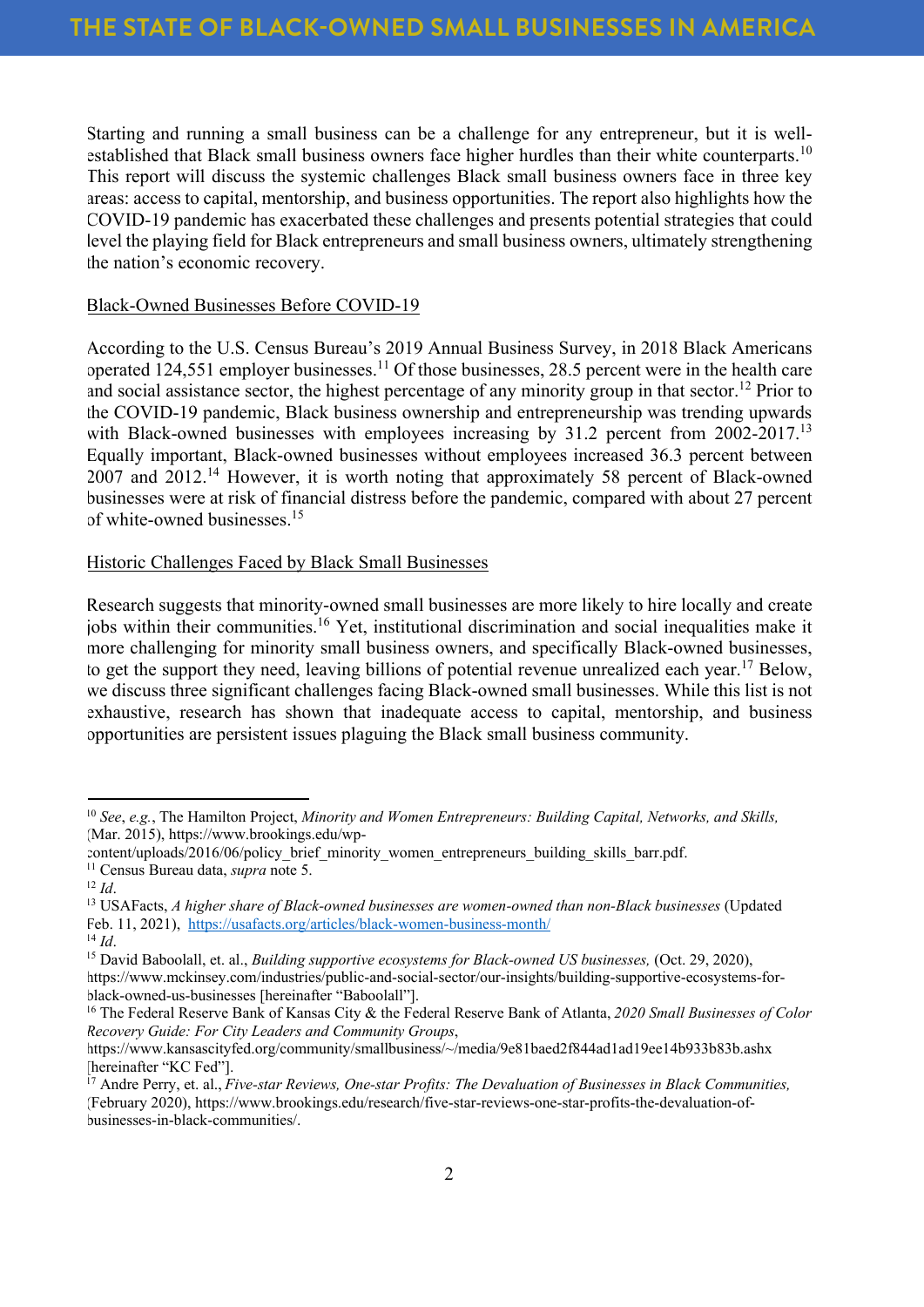Starting and running a small business can be a challenge for any entrepreneur, but it is well-established that Black small business owners face higher hurdles than their white counterparts.[10] This report will discuss the systemic challenges Black small business owners face in three key areas: access to capital, mentorship, and business opportunities. The report also highlights how the COVID-19 pandemic has exacerbated these challenges and presents potential strategies that could level the playing field for Black entrepreneurs and small business owners, ultimately strengthening the nation's economic recovery.

<u>Black-Owned Businesses Before COVID-19</u>

According to the U.S. Census Bureau's 2019 Annual Business Survey, in 2018 Black Americans operated 124,551 employer businesses.[11] Of those businesses, 28.5 percent were in the health care and social assistance sector, the highest percentage of any minority group in that sector.[12] Prior to the COVID-19 pandemic, Black business ownership and entrepreneurship was trending upwards with Black-owned businesses with employees increasing by 31.2 percent from 2002-2017.[13] Equally important, Black-owned businesses without employees increased 36.3 percent between 2007 and 2012.[14] However, it is worth noting that approximately 58 percent of Black-owned businesses were at risk of financial distress before the pandemic, compared with about 27 percent of white-owned businesses.[15]

<u>Historic Challenges Faced by Black Small Businesses</u>

Research suggests that minority-owned small businesses are more likely to hire locally and create jobs within their communities.[16] Yet, institutional discrimination and social inequalities make it more challenging for minority small business owners, and specifically Black-owned businesses, to get the support they need, leaving billions of potential revenue unrealized each year.[17] Below, we discuss three significant challenges facing Black-owned small businesses. While this list is not exhaustive, research has shown that inadequate access to capital, mentorship, and business opportunities are persistent issues plaguing the Black small business community.

---

[10] *See*, *e.g.*, The Hamilton Project, *Minority and Women Entrepreneurs: Building Capital, Networks, and Skills,* (Mar. 2015), https://www.brookings.edu/wp-content/uploads/2016/06/policy_brief_minority_women_entrepreneurs_building_skills_barr.pdf.

[11] Census Bureau data, *supra* note 5.

[12] *Id*.

[13] USAFacts, *A higher share of Black-owned businesses are women-owned than non-Black businesses* (Updated Feb. 11, 2021), https://usafacts.org/articles/black-women-business-month/

[14] *Id*.

[15] David Baboolall, et. al., *Building supportive ecosystems for Black-owned US businesses,* (Oct. 29, 2020), https://www.mckinsey.com/industries/public-and-social-sector/our-insights/building-supportive-ecosystems-for-black-owned-us-businesses [hereinafter "Baboolall"].

[16] The Federal Reserve Bank of Kansas City & the Federal Reserve Bank of Atlanta, *2020 Small Businesses of Color Recovery Guide: For City Leaders and Community Groups*, https://www.kansascityfed.org/community/smallbusiness/~/media/9e81baed2f844ad1ad19ee14b933b83b.ashx [hereinafter "KC Fed"].

[17] Andre Perry, et. al., *Five-star Reviews, One-star Profits: The Devaluation of Businesses in Black Communities,* (February 2020), https://www.brookings.edu/research/five-star-reviews-one-star-profits-the-devaluation-of-businesses-in-black-communities/.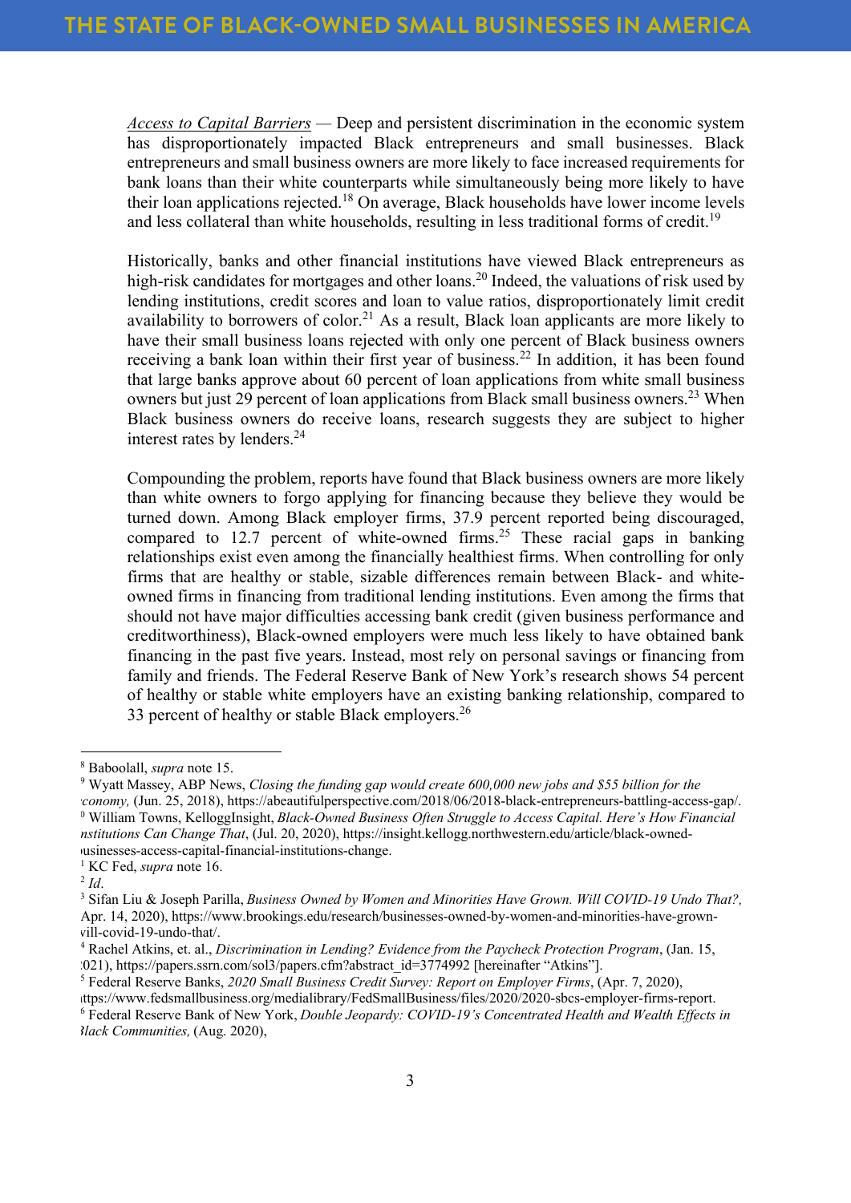*Access to Capital Barriers* — Deep and persistent discrimination in the economic system has disproportionately impacted Black entrepreneurs and small businesses. Black entrepreneurs and small business owners are more likely to face increased requirements for bank loans than their white counterparts while simultaneously being more likely to have their loan applications rejected.[18] On average, Black households have lower income levels and less collateral than white households, resulting in less traditional forms of credit.[19]

Historically, banks and other financial institutions have viewed Black entrepreneurs as high-risk candidates for mortgages and other loans.[20] Indeed, the valuations of risk used by lending institutions, credit scores and loan to value ratios, disproportionately limit credit availability to borrowers of color.[21] As a result, Black loan applicants are more likely to have their small business loans rejected with only one percent of Black business owners receiving a bank loan within their first year of business.[22] In addition, it has been found that large banks approve about 60 percent of loan applications from white small business owners but just 29 percent of loan applications from Black small business owners.[23] When Black business owners do receive loans, research suggests they are subject to higher interest rates by lenders.[24]

Compounding the problem, reports have found that Black business owners are more likely than white owners to forgo applying for financing because they believe they would be turned down. Among Black employer firms, 37.9 percent reported being discouraged, compared to 12.7 percent of white-owned firms.[25] These racial gaps in banking relationships exist even among the financially healthiest firms. When controlling for only firms that are healthy or stable, sizable differences remain between Black- and white-owned firms in financing from traditional lending institutions. Even among the firms that should not have major difficulties accessing bank credit (given business performance and creditworthiness), Black-owned employers were much less likely to have obtained bank financing in the past five years. Instead, most rely on personal savings or financing from family and friends. The Federal Reserve Bank of New York's research shows 54 percent of healthy or stable white employers have an existing banking relationship, compared to 33 percent of healthy or stable Black employers.[26]

---

[18] Baboolall, *supra* note 15.

[19] Wyatt Massey, ABP News, *Closing the funding gap would create 600,000 new jobs and $55 billion for the economy,* (Jun. 25, 2018), https://abeautifulperspective.com/2018/06/2018-black-entrepreneurs-battling-access-gap/.

[20] William Towns, KelloggInsight, *Black-Owned Business Often Struggle to Access Capital. Here's How Financial Institutions Can Change That*, (Jul. 20, 2020), https://insight.kellogg.northwestern.edu/article/black-owned-businesses-access-capital-financial-institutions-change.

[21] KC Fed, *supra* note 16.

[22] *Id*.

[23] Sifan Liu & Joseph Parilla, *Business Owned by Women and Minorities Have Grown. Will COVID-19 Undo That?,* (Apr. 14, 2020), https://www.brookings.edu/research/businesses-owned-by-women-and-minorities-have-grown-will-covid-19-undo-that/.

[24] Rachel Atkins, et. al., *Discrimination in Lending? Evidence from the Paycheck Protection Program*, (Jan. 15, 2021), https://papers.ssrn.com/sol3/papers.cfm?abstract_id=3774992 [hereinafter "Atkins"].

[25] Federal Reserve Banks, *2020 Small Business Credit Survey: Report on Employer Firms*, (Apr. 7, 2020), https://www.fedsmallbusiness.org/medialibrary/FedSmallBusiness/files/2020/2020-sbcs-employer-firms-report.

[26] Federal Reserve Bank of New York, *Double Jeopardy: COVID-19's Concentrated Health and Wealth Effects in Black Communities,* (Aug. 2020),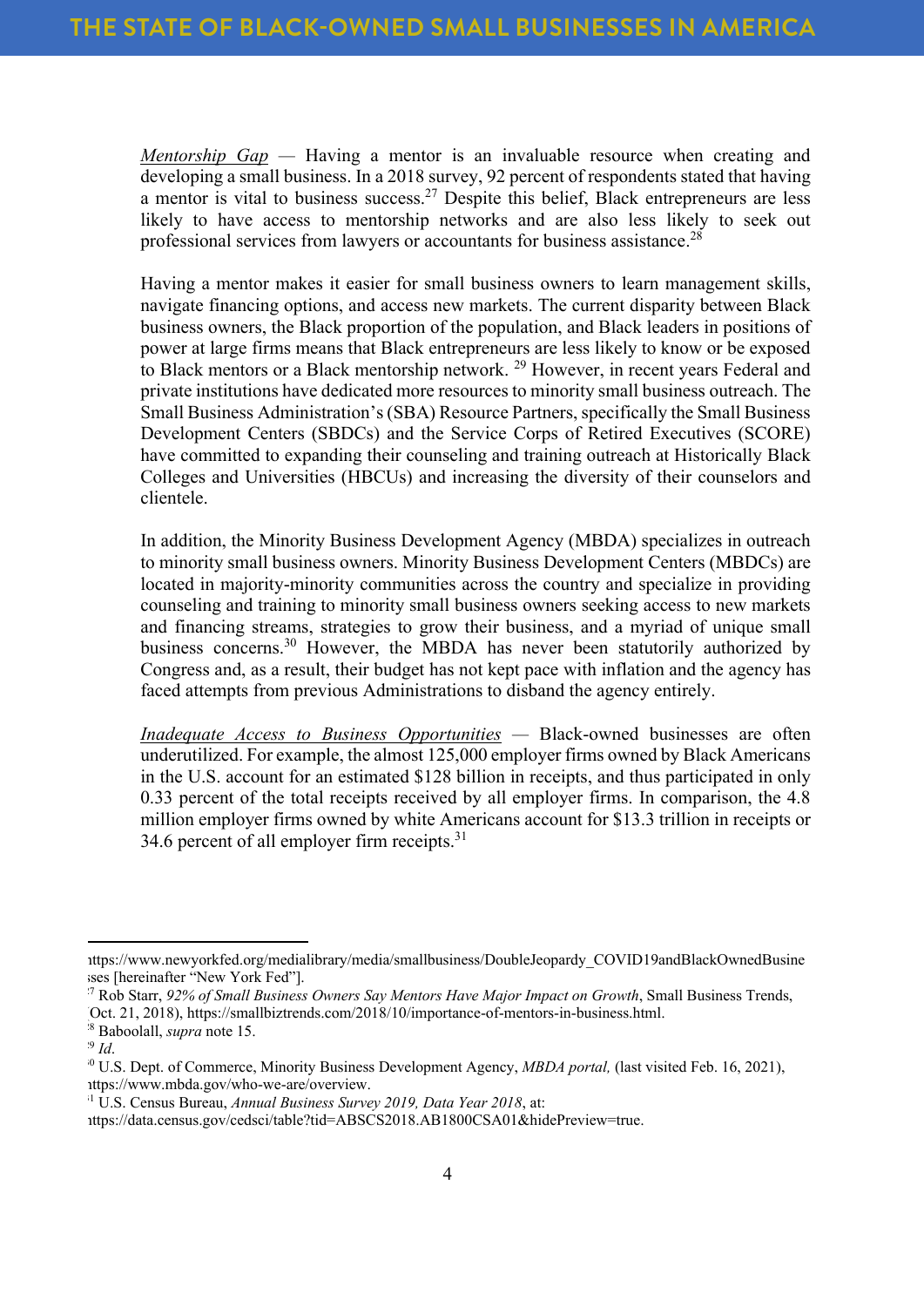*Mentorship Gap* — Having a mentor is an invaluable resource when creating and developing a small business. In a 2018 survey, 92 percent of respondents stated that having a mentor is vital to business success.[27] Despite this belief, Black entrepreneurs are less likely to have access to mentorship networks and are also less likely to seek out professional services from lawyers or accountants for business assistance.[28]

Having a mentor makes it easier for small business owners to learn management skills, navigate financing options, and access new markets. The current disparity between Black business owners, the Black proportion of the population, and Black leaders in positions of power at large firms means that Black entrepreneurs are less likely to know or be exposed to Black mentors or a Black mentorship network. [29] However, in recent years Federal and private institutions have dedicated more resources to minority small business outreach. The Small Business Administration's (SBA) Resource Partners, specifically the Small Business Development Centers (SBDCs) and the Service Corps of Retired Executives (SCORE) have committed to expanding their counseling and training outreach at Historically Black Colleges and Universities (HBCUs) and increasing the diversity of their counselors and clientele.

In addition, the Minority Business Development Agency (MBDA) specializes in outreach to minority small business owners. Minority Business Development Centers (MBDCs) are located in majority-minority communities across the country and specialize in providing counseling and training to minority small business owners seeking access to new markets and financing streams, strategies to grow their business, and a myriad of unique small business concerns.[30] However, the MBDA has never been statutorily authorized by Congress and, as a result, their budget has not kept pace with inflation and the agency has faced attempts from previous Administrations to disband the agency entirely.

*Inadequate Access to Business Opportunities* — Black-owned businesses are often underutilized. For example, the almost 125,000 employer firms owned by Black Americans in the U.S. account for an estimated $128 billion in receipts, and thus participated in only 0.33 percent of the total receipts received by all employer firms. In comparison, the 4.8 million employer firms owned by white Americans account for $13.3 trillion in receipts or 34.6 percent of all employer firm receipts.[31]

---

https://www.newyorkfed.org/medialibrary/media/smallbusiness/DoubleJeopardy_COVID19andBlackOwnedBusinesses [hereinafter "New York Fed"].

[27] Rob Starr, *92% of Small Business Owners Say Mentors Have Major Impact on Growth*, Small Business Trends, (Oct. 21, 2018), https://smallbiztrends.com/2018/10/importance-of-mentors-in-business.html.

[28] Baboolall, *supra* note 15.

[29] *Id*.

[30] U.S. Dept. of Commerce, Minority Business Development Agency, *MBDA portal,* (last visited Feb. 16, 2021), https://www.mbda.gov/who-we-are/overview.

[31] U.S. Census Bureau, *Annual Business Survey 2019, Data Year 2018*, at: https://data.census.gov/cedsci/table?tid=ABSCS2018.AB1800CSA01&hidePreview=true.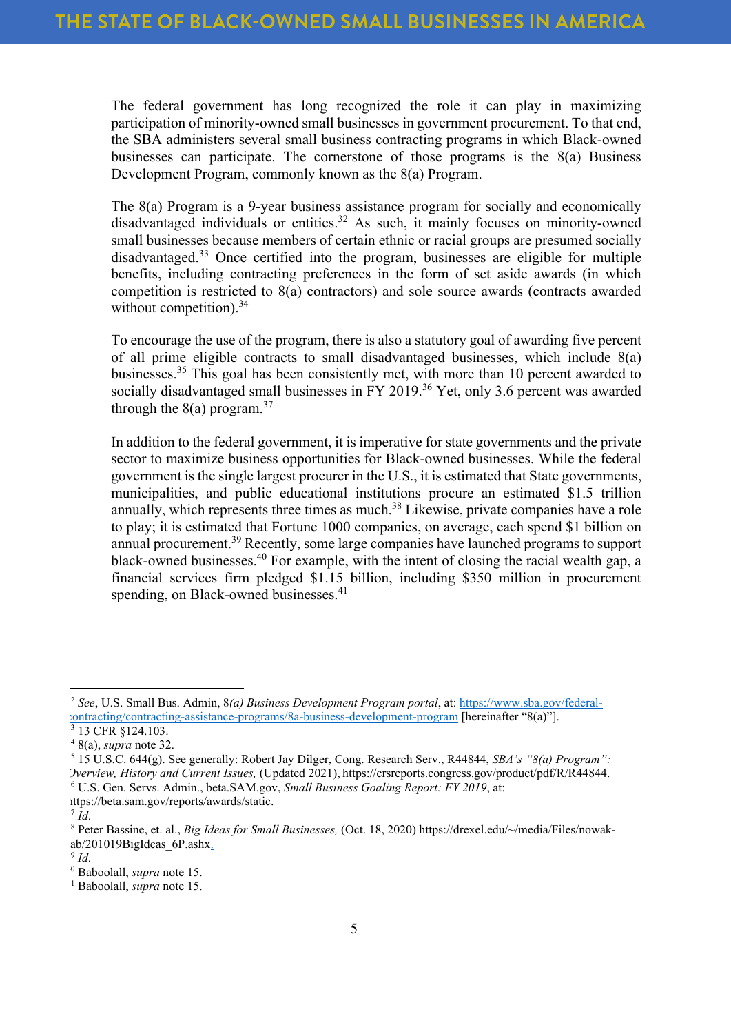The federal government has long recognized the role it can play in maximizing participation of minority-owned small businesses in government procurement. To that end, the SBA administers several small business contracting programs in which Black-owned businesses can participate. The cornerstone of those programs is the 8(a) Business Development Program, commonly known as the 8(a) Program.

The 8(a) Program is a 9-year business assistance program for socially and economically disadvantaged individuals or entities.[32] As such, it mainly focuses on minority-owned small businesses because members of certain ethnic or racial groups are presumed socially disadvantaged.[33] Once certified into the program, businesses are eligible for multiple benefits, including contracting preferences in the form of set aside awards (in which competition is restricted to 8(a) contractors) and sole source awards (contracts awarded without competition).[34]

To encourage the use of the program, there is also a statutory goal of awarding five percent of all prime eligible contracts to small disadvantaged businesses, which include 8(a) businesses.[35] This goal has been consistently met, with more than 10 percent awarded to socially disadvantaged small businesses in FY 2019.[36] Yet, only 3.6 percent was awarded through the 8(a) program.[37]

In addition to the federal government, it is imperative for state governments and the private sector to maximize business opportunities for Black-owned businesses. While the federal government is the single largest procurer in the U.S., it is estimated that State governments, municipalities, and public educational institutions procure an estimated $1.5 trillion annually, which represents three times as much.[38] Likewise, private companies have a role to play; it is estimated that Fortune 1000 companies, on average, each spend $1 billion on annual procurement.[39] Recently, some large companies have launched programs to support black-owned businesses.[40] For example, with the intent of closing the racial wealth gap, a financial services firm pledged $1.15 billion, including $350 million in procurement spending, on Black-owned businesses.[41]

---

[32] *See*, U.S. Small Bus. Admin, 8*(a) Business Development Program portal*, at: https://www.sba.gov/federal-contracting/contracting-assistance-programs/8a-business-development-program [hereinafter "8(a)"].

[33] 13 CFR §124.103.

[34] 8(a), *supra* note 32.

[35] 15 U.S.C. 644(g). See generally: Robert Jay Dilger, Cong. Research Serv., R44844, *SBA's "8(a) Program": Overview, History and Current Issues,* (Updated 2021), https://crsreports.congress.gov/product/pdf/R/R44844.

[36] U.S. Gen. Servs. Admin., beta.SAM.gov, *Small Business Goaling Report: FY 2019*, at: https://beta.sam.gov/reports/awards/static.

[37] *Id*.

[38] Peter Bassine, et. al., *Big Ideas for Small Businesses,* (Oct. 18, 2020) https://drexel.edu/~/media/Files/nowak-lab/201019BigIdeas_6P.ashx.

[39] *Id*.

[40] Baboolall, *supra* note 15.

[41] Baboolall, *supra* note 15.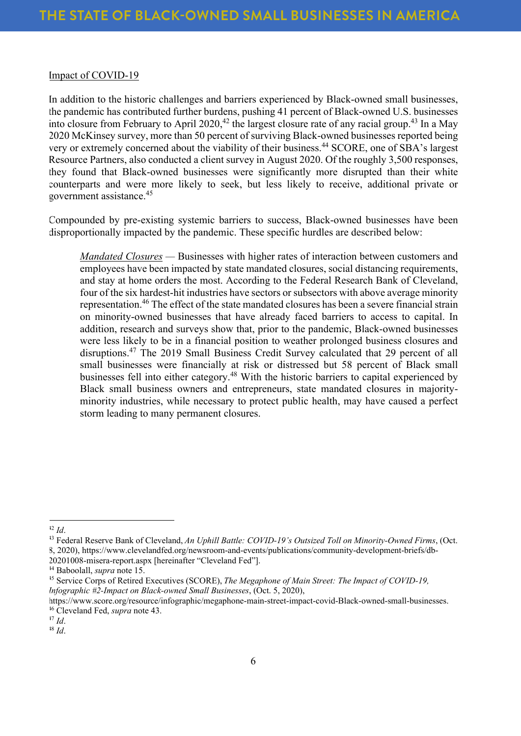Impact of COVID-19

In addition to the historic challenges and barriers experienced by Black-owned small businesses, the pandemic has contributed further burdens, pushing 41 percent of Black-owned U.S. businesses into closure from February to April 2020,[42] the largest closure rate of any racial group.[43] In a May 2020 McKinsey survey, more than 50 percent of surviving Black-owned businesses reported being very or extremely concerned about the viability of their business.[44] SCORE, one of SBA's largest Resource Partners, also conducted a client survey in August 2020. Of the roughly 3,500 responses, they found that Black-owned businesses were significantly more disrupted than their white counterparts and were more likely to seek, but less likely to receive, additional private or government assistance.[45]

Compounded by pre-existing systemic barriers to success, Black-owned businesses have been disproportionally impacted by the pandemic. These specific hurdles are described below:

> *Mandated Closures* — Businesses with higher rates of interaction between customers and employees have been impacted by state mandated closures, social distancing requirements, and stay at home orders the most. According to the Federal Research Bank of Cleveland, four of the six hardest-hit industries have sectors or subsectors with above average minority representation.[46] The effect of the state mandated closures has been a severe financial strain on minority-owned businesses that have already faced barriers to access to capital. In addition, research and surveys show that, prior to the pandemic, Black-owned businesses were less likely to be in a financial position to weather prolonged business closures and disruptions.[47] The 2019 Small Business Credit Survey calculated that 29 percent of all small businesses were financially at risk or distressed but 58 percent of Black small businesses fell into either category.[48] With the historic barriers to capital experienced by Black small business owners and entrepreneurs, state mandated closures in majority-minority industries, while necessary to protect public health, may have caused a perfect storm leading to many permanent closures.

---

[42] *Id*.

[43] Federal Reserve Bank of Cleveland, *An Uphill Battle: COVID-19's Outsized Toll on Minority-Owned Firms*, (Oct. 8, 2020), https://www.clevelandfed.org/newsroom-and-events/publications/community-development-briefs/db-20201008-misera-report.aspx [hereinafter "Cleveland Fed"].

[44] Baboolall, *supra* note 15.

[45] Service Corps of Retired Executives (SCORE), *The Megaphone of Main Street: The Impact of COVID-19, Infographic #2-Impact on Black-owned Small Businesses*, (Oct. 5, 2020), https://www.score.org/resource/infographic/megaphone-main-street-impact-covid-Black-owned-small-businesses.

[46] Cleveland Fed, *supra* note 43.

[47] *Id*.

[48] *Id*.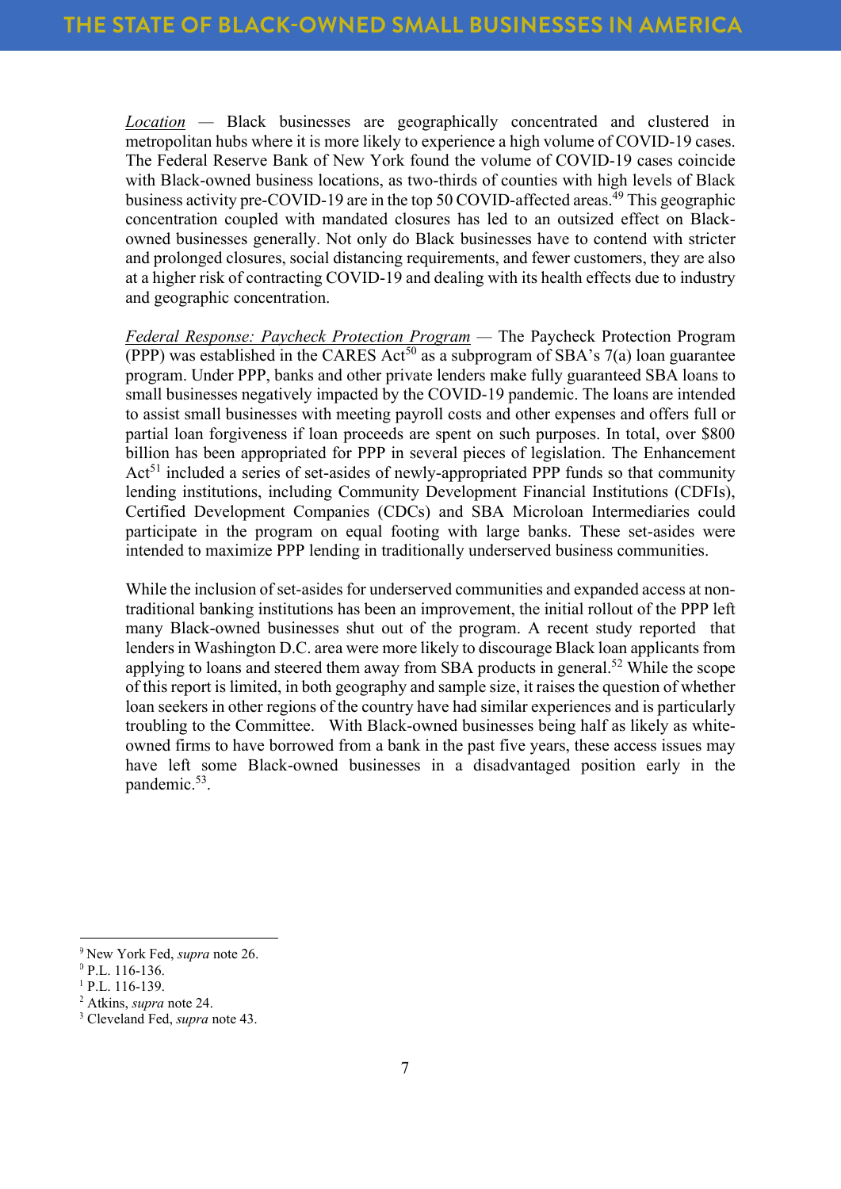*Location* — Black businesses are geographically concentrated and clustered in metropolitan hubs where it is more likely to experience a high volume of COVID-19 cases. The Federal Reserve Bank of New York found the volume of COVID-19 cases coincide with Black-owned business locations, as two-thirds of counties with high levels of Black business activity pre-COVID-19 are in the top 50 COVID-affected areas.[49] This geographic concentration coupled with mandated closures has led to an outsized effect on Black-owned businesses generally. Not only do Black businesses have to contend with stricter and prolonged closures, social distancing requirements, and fewer customers, they are also at a higher risk of contracting COVID-19 and dealing with its health effects due to industry and geographic concentration.

*Federal Response: Paycheck Protection Program* — The Paycheck Protection Program (PPP) was established in the CARES Act[50] as a subprogram of SBA's 7(a) loan guarantee program. Under PPP, banks and other private lenders make fully guaranteed SBA loans to small businesses negatively impacted by the COVID-19 pandemic. The loans are intended to assist small businesses with meeting payroll costs and other expenses and offers full or partial loan forgiveness if loan proceeds are spent on such purposes. In total, over $800 billion has been appropriated for PPP in several pieces of legislation. The Enhancement Act[51] included a series of set-asides of newly-appropriated PPP funds so that community lending institutions, including Community Development Financial Institutions (CDFIs), Certified Development Companies (CDCs) and SBA Microloan Intermediaries could participate in the program on equal footing with large banks. These set-asides were intended to maximize PPP lending in traditionally underserved business communities.

While the inclusion of set-asides for underserved communities and expanded access at non-traditional banking institutions has been an improvement, the initial rollout of the PPP left many Black-owned businesses shut out of the program. A recent study reported that lenders in Washington D.C. area were more likely to discourage Black loan applicants from applying to loans and steered them away from SBA products in general.[52] While the scope of this report is limited, in both geography and sample size, it raises the question of whether loan seekers in other regions of the country have had similar experiences and is particularly troubling to the Committee. With Black-owned businesses being half as likely as white-owned firms to have borrowed from a bank in the past five years, these access issues may have left some Black-owned businesses in a disadvantaged position early in the pandemic.[53].

---

[49] New York Fed, *supra* note 26.

[50] P.L. 116-136.

[51] P.L. 116-139.

[52] Atkins, *supra* note 24.

[53] Cleveland Fed, *supra* note 43.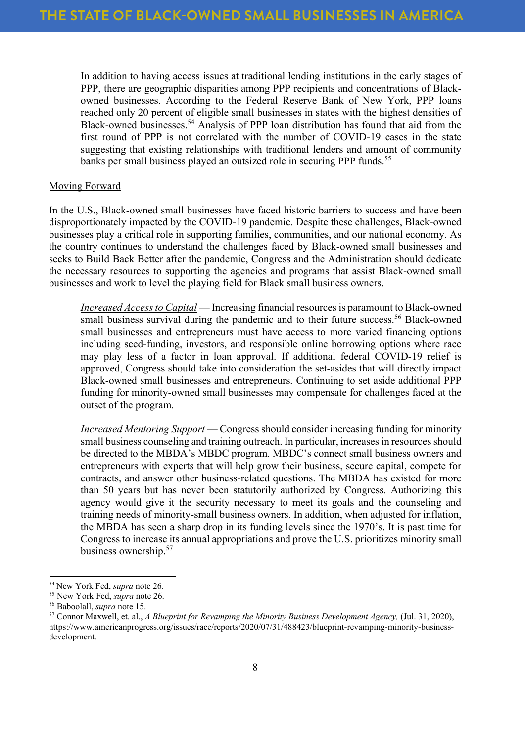In addition to having access issues at traditional lending institutions in the early stages of PPP, there are geographic disparities among PPP recipients and concentrations of Black-owned businesses. According to the Federal Reserve Bank of New York, PPP loans reached only 20 percent of eligible small businesses in states with the highest densities of Black-owned businesses.[54] Analysis of PPP loan distribution has found that aid from the first round of PPP is not correlated with the number of COVID-19 cases in the state suggesting that existing relationships with traditional lenders and amount of community banks per small business played an outsized role in securing PPP funds.[55]

<u>Moving Forward</u>

In the U.S., Black-owned small businesses have faced historic barriers to success and have been disproportionately impacted by the COVID-19 pandemic. Despite these challenges, Black-owned businesses play a critical role in supporting families, communities, and our national economy. As the country continues to understand the challenges faced by Black-owned small businesses and seeks to Build Back Better after the pandemic, Congress and the Administration should dedicate the necessary resources to supporting the agencies and programs that assist Black-owned small businesses and work to level the playing field for Black small business owners.

*<u>Increased Access to Capital</u>* — Increasing financial resources is paramount to Black-owned small business survival during the pandemic and to their future success.[56] Black-owned small businesses and entrepreneurs must have access to more varied financing options including seed-funding, investors, and responsible online borrowing options where race may play less of a factor in loan approval. If additional federal COVID-19 relief is approved, Congress should take into consideration the set-asides that will directly impact Black-owned small businesses and entrepreneurs. Continuing to set aside additional PPP funding for minority-owned small businesses may compensate for challenges faced at the outset of the program.

*<u>Increased Mentoring Support</u>* — Congress should consider increasing funding for minority small business counseling and training outreach. In particular, increases in resources should be directed to the MBDA's MBDC program. MBDC's connect small business owners and entrepreneurs with experts that will help grow their business, secure capital, compete for contracts, and answer other business-related questions. The MBDA has existed for more than 50 years but has never been statutorily authorized by Congress. Authorizing this agency would give it the security necessary to meet its goals and the counseling and training needs of minority-small business owners. In addition, when adjusted for inflation, the MBDA has seen a sharp drop in its funding levels since the 1970's. It is past time for Congress to increase its annual appropriations and prove the U.S. prioritizes minority small business ownership.[57]

---

[54] New York Fed, *supra* note 26.
[55] New York Fed, *supra* note 26.
[56] Baboolall, *supra* note 15.
[57] Connor Maxwell, et. al., *A Blueprint for Revamping the Minority Business Development Agency,* (Jul. 31, 2020), https://www.americanprogress.org/issues/race/reports/2020/07/31/488423/blueprint-revamping-minority-business-development.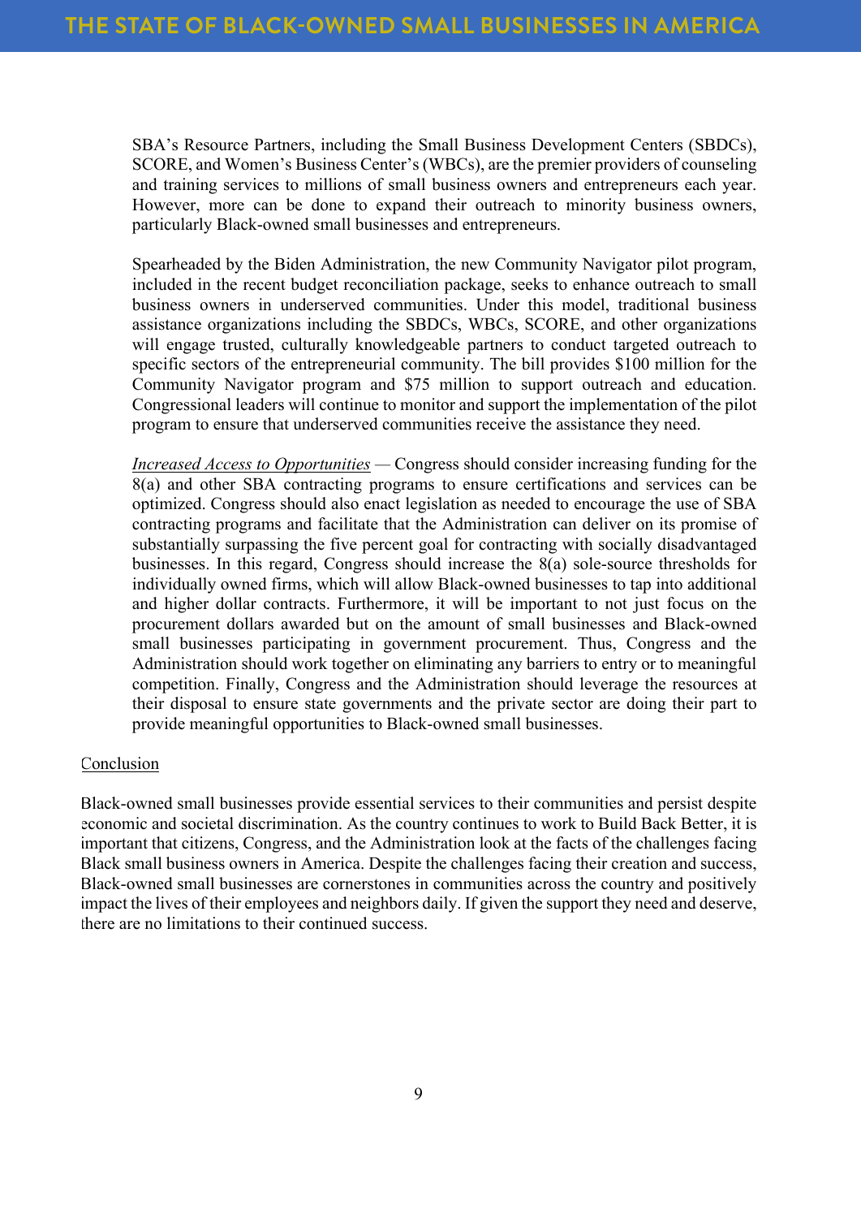SBA's Resource Partners, including the Small Business Development Centers (SBDCs), SCORE, and Women's Business Center's (WBCs), are the premier providers of counseling and training services to millions of small business owners and entrepreneurs each year. However, more can be done to expand their outreach to minority business owners, particularly Black-owned small businesses and entrepreneurs.

Spearheaded by the Biden Administration, the new Community Navigator pilot program, included in the recent budget reconciliation package, seeks to enhance outreach to small business owners in underserved communities. Under this model, traditional business assistance organizations including the SBDCs, WBCs, SCORE, and other organizations will engage trusted, culturally knowledgeable partners to conduct targeted outreach to specific sectors of the entrepreneurial community. The bill provides $100 million for the Community Navigator program and $75 million to support outreach and education. Congressional leaders will continue to monitor and support the implementation of the pilot program to ensure that underserved communities receive the assistance they need.

*Increased Access to Opportunities* — Congress should consider increasing funding for the 8(a) and other SBA contracting programs to ensure certifications and services can be optimized. Congress should also enact legislation as needed to encourage the use of SBA contracting programs and facilitate that the Administration can deliver on its promise of substantially surpassing the five percent goal for contracting with socially disadvantaged businesses. In this regard, Congress should increase the 8(a) sole-source thresholds for individually owned firms, which will allow Black-owned businesses to tap into additional and higher dollar contracts. Furthermore, it will be important to not just focus on the procurement dollars awarded but on the amount of small businesses and Black-owned small businesses participating in government procurement. Thus, Congress and the Administration should work together on eliminating any barriers to entry or to meaningful competition. Finally, Congress and the Administration should leverage the resources at their disposal to ensure state governments and the private sector are doing their part to provide meaningful opportunities to Black-owned small businesses.

## Conclusion

Black-owned small businesses provide essential services to their communities and persist despite economic and societal discrimination. As the country continues to work to Build Back Better, it is important that citizens, Congress, and the Administration look at the facts of the challenges facing Black small business owners in America. Despite the challenges facing their creation and success, Black-owned small businesses are cornerstones in communities across the country and positively impact the lives of their employees and neighbors daily. If given the support they need and deserve, there are no limitations to their continued success.